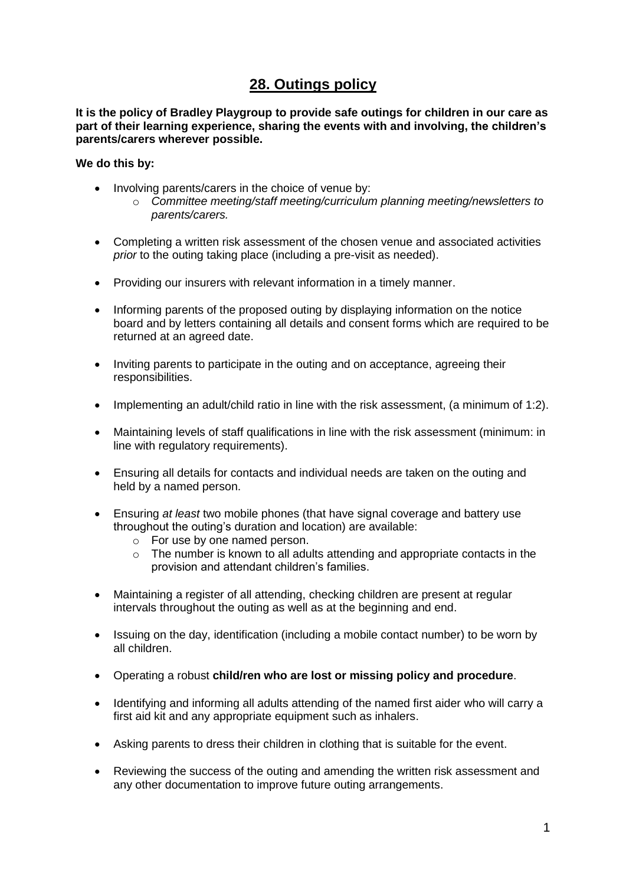# 28. Outings policy

**It is the policy of Bradley Playgroup to provide safe outings for children in our care as part of their learning experience, sharing the events with and involving, the children's parents/carers wherever possible.**

**We do this by:**

- Involving parents/carers in the choice of venue by:
  - *Committee meeting/staff meeting/curriculum planning meeting/newsletters to parents/carers.*
- Completing a written risk assessment of the chosen venue and associated activities *prior* to the outing taking place (including a pre-visit as needed).
- Providing our insurers with relevant information in a timely manner.
- Informing parents of the proposed outing by displaying information on the notice board and by letters containing all details and consent forms which are required to be returned at an agreed date.
- Inviting parents to participate in the outing and on acceptance, agreeing their responsibilities.
- Implementing an adult/child ratio in line with the risk assessment, (a minimum of 1:2).
- Maintaining levels of staff qualifications in line with the risk assessment (minimum: in line with regulatory requirements).
- Ensuring all details for contacts and individual needs are taken on the outing and held by a named person.
- Ensuring *at least* two mobile phones (that have signal coverage and battery use throughout the outing's duration and location) are available:
  - For use by one named person.
  - The number is known to all adults attending and appropriate contacts in the provision and attendant children's families.
- Maintaining a register of all attending, checking children are present at regular intervals throughout the outing as well as at the beginning and end.
- Issuing on the day, identification (including a mobile contact number) to be worn by all children.
- Operating a robust **child/ren who are lost or missing policy and procedure**.
- Identifying and informing all adults attending of the named first aider who will carry a first aid kit and any appropriate equipment such as inhalers.
- Asking parents to dress their children in clothing that is suitable for the event.
- Reviewing the success of the outing and amending the written risk assessment and any other documentation to improve future outing arrangements.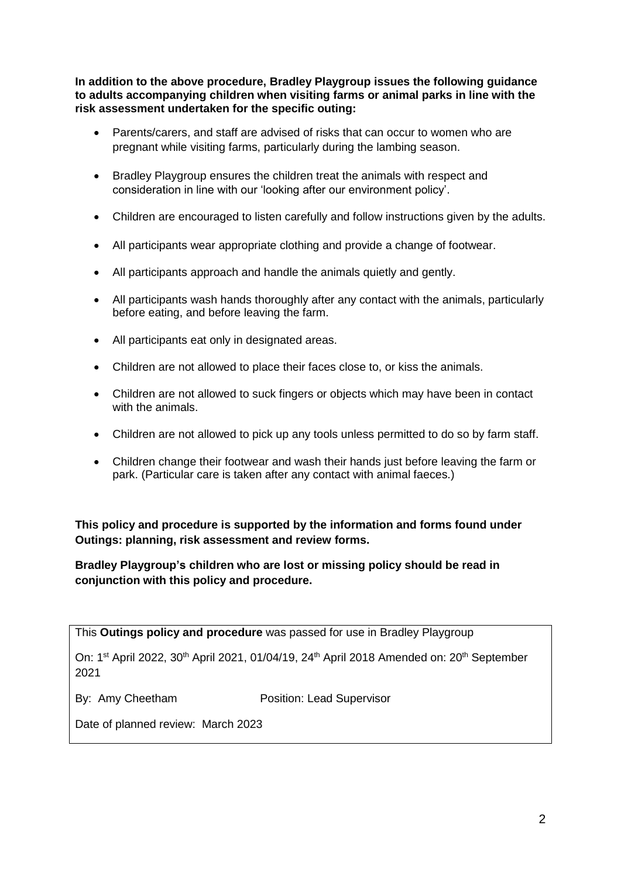**In addition to the above procedure, Bradley Playgroup issues the following guidance to adults accompanying children when visiting farms or animal parks in line with the risk assessment undertaken for the specific outing:**

- Parents/carers, and staff are advised of risks that can occur to women who are pregnant while visiting farms, particularly during the lambing season.
- Bradley Playgroup ensures the children treat the animals with respect and consideration in line with our 'looking after our environment policy'.
- Children are encouraged to listen carefully and follow instructions given by the adults.
- All participants wear appropriate clothing and provide a change of footwear.
- All participants approach and handle the animals quietly and gently.
- All participants wash hands thoroughly after any contact with the animals, particularly before eating, and before leaving the farm.
- All participants eat only in designated areas.
- Children are not allowed to place their faces close to, or kiss the animals.
- Children are not allowed to suck fingers or objects which may have been in contact with the animals.
- Children are not allowed to pick up any tools unless permitted to do so by farm staff.
- Children change their footwear and wash their hands just before leaving the farm or park. (Particular care is taken after any contact with animal faeces.)

**This policy and procedure is supported by the information and forms found under Outings: planning, risk assessment and review forms.**

**Bradley Playgroup's children who are lost or missing policy should be read in conjunction with this policy and procedure.**

| |
|---|
| This **Outings policy and procedure** was passed for use in Bradley Playgroup |
| On: 1st April 2022, 30th April 2021, 01/04/19, 24th April 2018 Amended on: 20th September 2021 |
| By: Amy Cheetham Position: Lead Supervisor |
| Date of planned review: March 2023 |